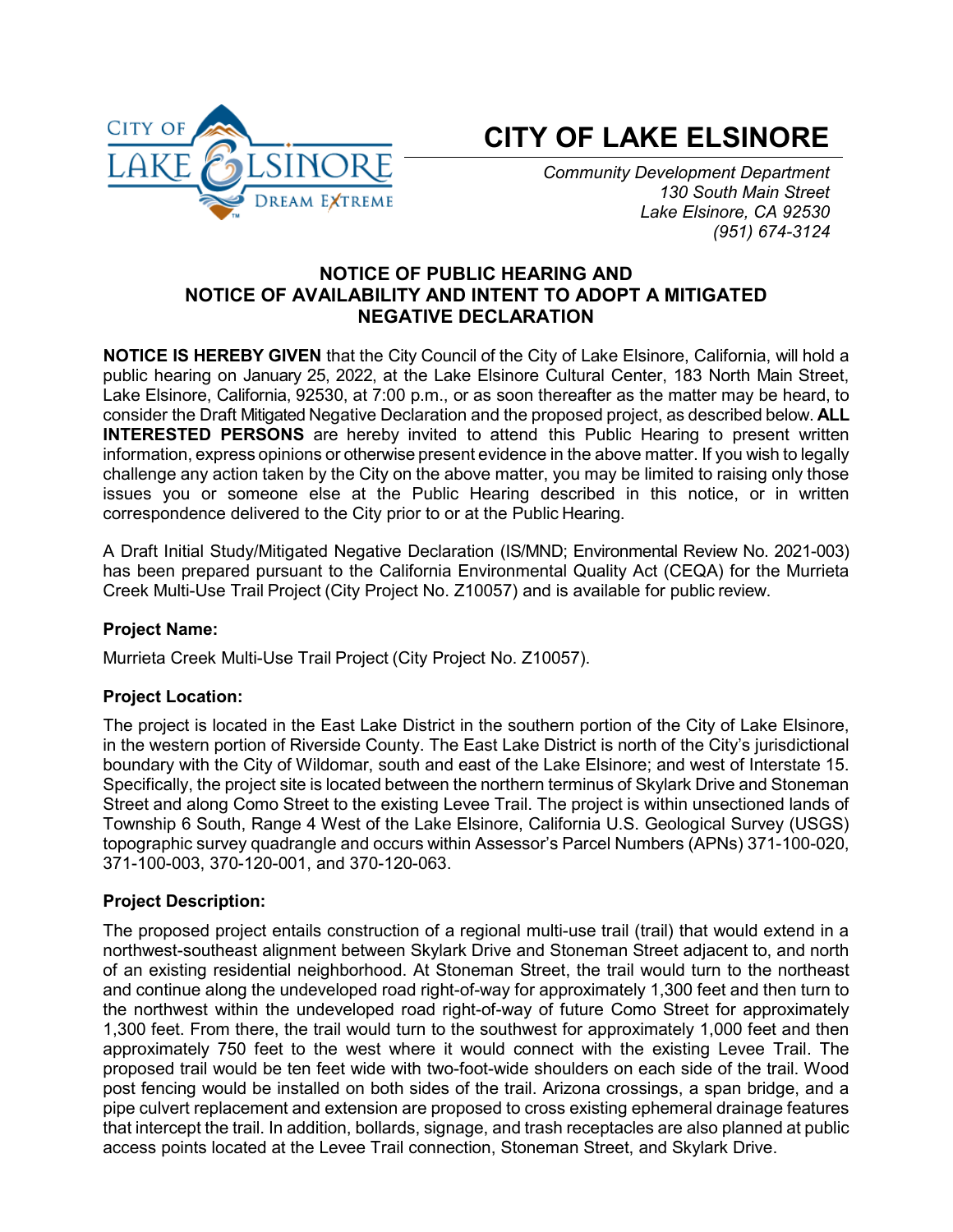# CITY OF LAKE ELSINORE

*Community Development Department*
*130 South Main Street*
*Lake Elsinore, CA 92530*
*(951) 674-3124*

## NOTICE OF PUBLIC HEARING AND NOTICE OF AVAILABILITY AND INTENT TO ADOPT A MITIGATED NEGATIVE DECLARATION

**NOTICE IS HEREBY GIVEN** that the City Council of the City of Lake Elsinore, California, will hold a public hearing on January 25, 2022, at the Lake Elsinore Cultural Center, 183 North Main Street, Lake Elsinore, California, 92530, at 7:00 p.m., or as soon thereafter as the matter may be heard, to consider the Draft Mitigated Negative Declaration and the proposed project, as described below. **ALL INTERESTED PERSONS** are hereby invited to attend this Public Hearing to present written information, express opinions or otherwise present evidence in the above matter. If you wish to legally challenge any action taken by the City on the above matter, you may be limited to raising only those issues you or someone else at the Public Hearing described in this notice, or in written correspondence delivered to the City prior to or at the Public Hearing.

A Draft Initial Study/Mitigated Negative Declaration (IS/MND; Environmental Review No. 2021-003) has been prepared pursuant to the California Environmental Quality Act (CEQA) for the Murrieta Creek Multi-Use Trail Project (City Project No. Z10057) and is available for public review.

**Project Name:**

Murrieta Creek Multi-Use Trail Project (City Project No. Z10057).

**Project Location:**

The project is located in the East Lake District in the southern portion of the City of Lake Elsinore, in the western portion of Riverside County. The East Lake District is north of the City's jurisdictional boundary with the City of Wildomar, south and east of the Lake Elsinore; and west of Interstate 15. Specifically, the project site is located between the northern terminus of Skylark Drive and Stoneman Street and along Como Street to the existing Levee Trail. The project is within unsectioned lands of Township 6 South, Range 4 West of the Lake Elsinore, California U.S. Geological Survey (USGS) topographic survey quadrangle and occurs within Assessor's Parcel Numbers (APNs) 371-100-020, 371-100-003, 370-120-001, and 370-120-063.

**Project Description:**

The proposed project entails construction of a regional multi-use trail (trail) that would extend in a northwest-southeast alignment between Skylark Drive and Stoneman Street adjacent to, and north of an existing residential neighborhood. At Stoneman Street, the trail would turn to the northeast and continue along the undeveloped road right-of-way for approximately 1,300 feet and then turn to the northwest within the undeveloped road right-of-way of future Como Street for approximately 1,300 feet. From there, the trail would turn to the southwest for approximately 1,000 feet and then approximately 750 feet to the west where it would connect with the existing Levee Trail. The proposed trail would be ten feet wide with two-foot-wide shoulders on each side of the trail. Wood post fencing would be installed on both sides of the trail. Arizona crossings, a span bridge, and a pipe culvert replacement and extension are proposed to cross existing ephemeral drainage features that intercept the trail. In addition, bollards, signage, and trash receptacles are also planned at public access points located at the Levee Trail connection, Stoneman Street, and Skylark Drive.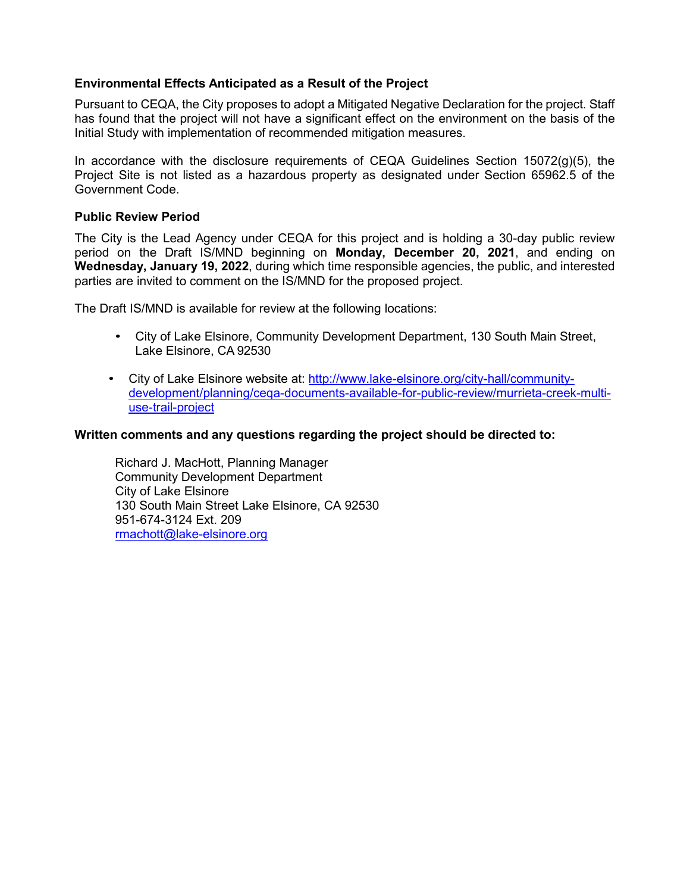**Environmental Effects Anticipated as a Result of the Project**

Pursuant to CEQA, the City proposes to adopt a Mitigated Negative Declaration for the project. Staff has found that the project will not have a significant effect on the environment on the basis of the Initial Study with implementation of recommended mitigation measures.

In accordance with the disclosure requirements of CEQA Guidelines Section 15072(g)(5), the Project Site is not listed as a hazardous property as designated under Section 65962.5 of the Government Code.

**Public Review Period**

The City is the Lead Agency under CEQA for this project and is holding a 30-day public review period on the Draft IS/MND beginning on **Monday, December 20, 2021**, and ending on **Wednesday, January 19, 2022**, during which time responsible agencies, the public, and interested parties are invited to comment on the IS/MND for the proposed project.

The Draft IS/MND is available for review at the following locations:

- City of Lake Elsinore, Community Development Department, 130 South Main Street, Lake Elsinore, CA 92530
- City of Lake Elsinore website at: [http://www.lake-elsinore.org/city-hall/community-development/planning/ceqa-documents-available-for-public-review/murrieta-creek-multi-use-trail-project](http://www.lake-elsinore.org/city-hall/community-development/planning/ceqa-documents-available-for-public-review/murrieta-creek-multi-use-trail-project)

**Written comments and any questions regarding the project should be directed to:**

Richard J. MacHott, Planning Manager
Community Development Department
City of Lake Elsinore
130 South Main Street Lake Elsinore, CA 92530
951-674-3124 Ext. 209
[rmachott@lake-elsinore.org](mailto:rmachott@lake-elsinore.org)